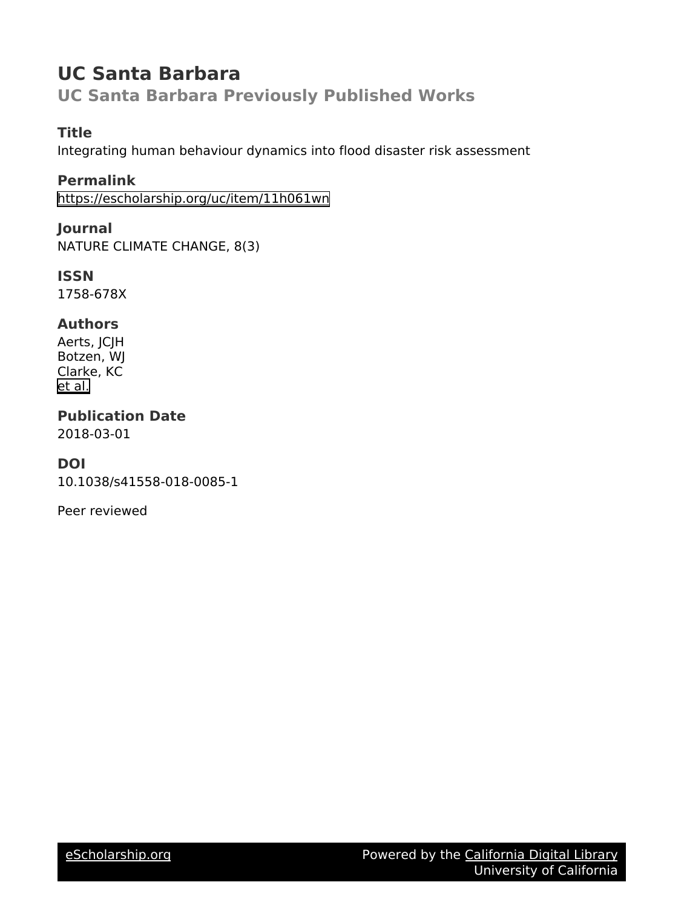# UC Santa Barbara

## UC Santa Barbara Previously Published Works

### Title
Integrating human behaviour dynamics into flood disaster risk assessment

### Permalink
https://escholarship.org/uc/item/11h061wn

### Journal
NATURE CLIMATE CHANGE, 8(3)

### ISSN
1758-678X

### Authors
Aerts, JCJH
Botzen, WJ
Clarke, KC
et al.

### Publication Date
2018-03-01

### DOI
10.1038/s41558-018-0085-1

Peer reviewed

eScholarship.org Powered by the California Digital Library
University of California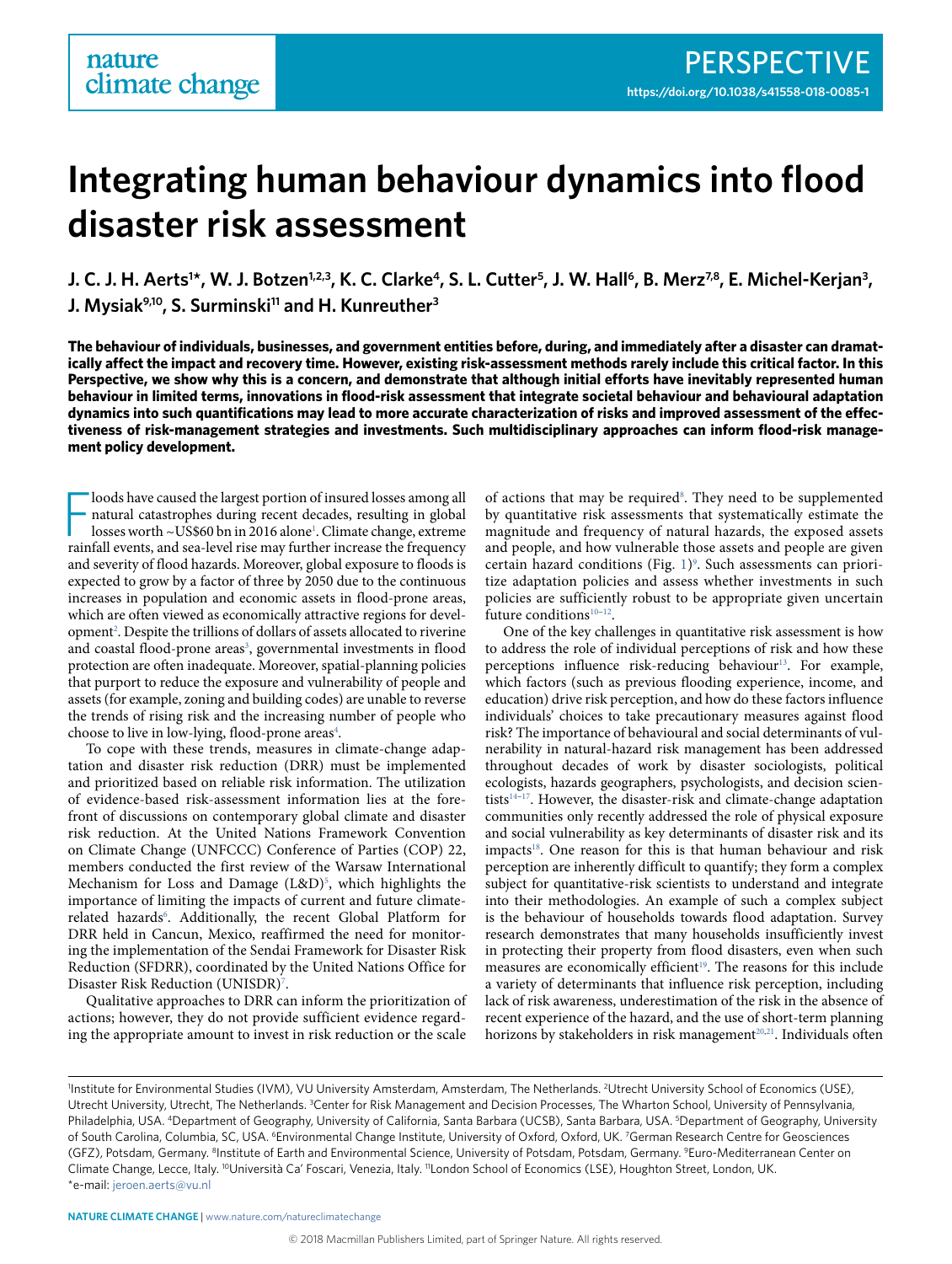# Integrating human behaviour dynamics into flood disaster risk assessment

**J. C. J. H. Aerts[1]*, W. J. Botzen[1,2,3], K. C. Clarke[4], S. L. Cutter[5], J. W. Hall[6], B. Merz[7,8], E. Michel-Kerjan[3], J. Mysiak[9,10], S. Surminski[11] and H. Kunreuther[3]**

**The behaviour of individuals, businesses, and government entities before, during, and immediately after a disaster can dramatically affect the impact and recovery time. However, existing risk-assessment methods rarely include this critical factor. In this Perspective, we show why this is a concern, and demonstrate that although initial efforts have inevitably represented human behaviour in limited terms, innovations in flood-risk assessment that integrate societal behaviour and behavioural adaptation dynamics into such quantifications may lead to more accurate characterization of risks and improved assessment of the effectiveness of risk-management strategies and investments. Such multidisciplinary approaches can inform flood-risk management policy development.**

Floods have caused the largest portion of insured losses among all natural catastrophes during recent decades, resulting in global losses worth ~US$60 bn in 2016 alone[1]. Climate change, extreme rainfall events, and sea-level rise may further increase the frequency and severity of flood hazards. Moreover, global exposure to floods is expected to grow by a factor of three by 2050 due to the continuous increases in population and economic assets in flood-prone areas, which are often viewed as economically attractive regions for development[2]. Despite the trillions of dollars of assets allocated to riverine and coastal flood-prone areas[3], governmental investments in flood protection are often inadequate. Moreover, spatial-planning policies that purport to reduce the exposure and vulnerability of people and assets (for example, zoning and building codes) are unable to reverse the trends of rising risk and the increasing number of people who choose to live in low-lying, flood-prone areas[4].

To cope with these trends, measures in climate-change adaptation and disaster risk reduction (DRR) must be implemented and prioritized based on reliable risk information. The utilization of evidence-based risk-assessment information lies at the forefront of discussions on contemporary global climate and disaster risk reduction. At the United Nations Framework Convention on Climate Change (UNFCCC) Conference of Parties (COP) 22, members conducted the first review of the Warsaw International Mechanism for Loss and Damage (L&D)[5], which highlights the importance of limiting the impacts of current and future climate-related hazards[6]. Additionally, the recent Global Platform for DRR held in Cancun, Mexico, reaffirmed the need for monitoring the implementation of the Sendai Framework for Disaster Risk Reduction (SFDRR), coordinated by the United Nations Office for Disaster Risk Reduction (UNISDR)[7].

Qualitative approaches to DRR can inform the prioritization of actions; however, they do not provide sufficient evidence regarding the appropriate amount to invest in risk reduction or the scale of actions that may be required[8]. They need to be supplemented by quantitative risk assessments that systematically estimate the magnitude and frequency of natural hazards, the exposed assets and people, and how vulnerable those assets and people are given certain hazard conditions (Fig. 1)[9]. Such assessments can prioritize adaptation policies and assess whether investments in such policies are sufficiently robust to be appropriate given uncertain future conditions[10–12].

One of the key challenges in quantitative risk assessment is how to address the role of individual perceptions of risk and how these perceptions influence risk-reducing behaviour[13]. For example, which factors (such as previous flooding experience, income, and education) drive risk perception, and how do these factors influence individuals' choices to take precautionary measures against flood risk? The importance of behavioural and social determinants of vulnerability in natural-hazard risk management has been addressed throughout decades of work by disaster sociologists, political ecologists, hazards geographers, psychologists, and decision scientists[14–17]. However, the disaster-risk and climate-change adaptation communities only recently addressed the role of physical exposure and social vulnerability as key determinants of disaster risk and its impacts[18]. One reason for this is that human behaviour and risk perception are inherently difficult to quantify; they form a complex subject for quantitative-risk scientists to understand and integrate into their methodologies. An example of such a complex subject is the behaviour of households towards flood adaptation. Survey research demonstrates that many households insufficiently invest in protecting their property from flood disasters, even when such measures are economically efficient[19]. The reasons for this include a variety of determinants that influence risk perception, including lack of risk awareness, underestimation of the risk in the absence of recent experience of the hazard, and the use of short-term planning horizons by stakeholders in risk management[20,21]. Individuals often

[1]Institute for Environmental Studies (IVM), VU University Amsterdam, Amsterdam, The Netherlands. [2]Utrecht University School of Economics (USE), Utrecht University, Utrecht, The Netherlands. [3]Center for Risk Management and Decision Processes, The Wharton School, University of Pennsylvania, Philadelphia, USA. [4]Department of Geography, University of California, Santa Barbara (UCSB), Santa Barbara, USA. [5]Department of Geography, University of South Carolina, Columbia, SC, USA. [6]Environmental Change Institute, University of Oxford, Oxford, UK. [7]German Research Centre for Geosciences (GFZ), Potsdam, Germany. [8]Institute of Earth and Environmental Science, University of Potsdam, Potsdam, Germany. [9]Euro-Mediterranean Center on Climate Change, Lecce, Italy. [10]Università Ca' Foscari, Venezia, Italy. [11]London School of Economics (LSE), Houghton Street, London, UK. *e-mail: jeroen.aerts@vu.nl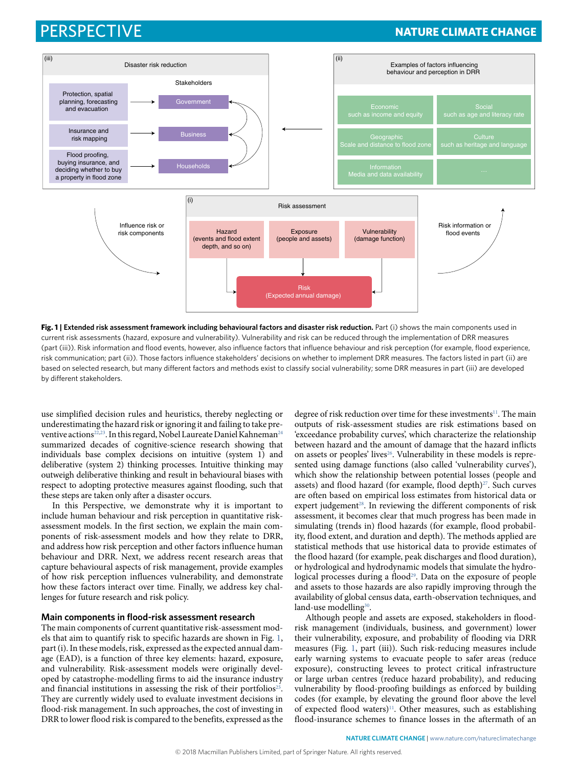(iii)

Disaster risk reduction

Stakeholders

Protection, spatial planning, forecasting and evacuation

Government

Insurance and risk mapping

Business

Flood proofing, buying insurance, and deciding whether to buy a property in flood zone

Households

(ii)

Examples of factors influencing behaviour and perception in DRR

Economic
such as income and equity

Social
such as age and literacy rate

Geographic
Scale and distance to flood zone

Culture
such as heritage and language

Information
Media and data availability

...

(i)

Risk assessment

Influence risk or risk components

Hazard
(events and flood extent depth, and so on)

Exposure
(people and assets)

Vulnerability
(damage function)

Risk information or flood events

Risk
(Expected annual damage)

**Fig. 1 | Extended risk assessment framework including behavioural factors and disaster risk reduction.** Part (i) shows the main components used in current risk assessments (hazard, exposure and vulnerability). Vulnerability and risk can be reduced through the implementation of DRR measures (part (iii)). Risk information and flood events, however, also influence factors that influence behaviour and risk perception (for example, flood experience, risk communication; part (ii)). Those factors influence stakeholders' decisions on whether to implement DRR measures. The factors listed in part (ii) are based on selected research, but many different factors and methods exist to classify social vulnerability; some DRR measures in part (iii) are developed by different stakeholders.

use simplified decision rules and heuristics, thereby neglecting or underestimating the hazard risk or ignoring it and failing to take preventive actions[22,23]. In this regard, Nobel Laureate Daniel Kahneman[24] summarized decades of cognitive-science research showing that individuals base complex decisions on intuitive (system 1) and deliberative (system 2) thinking processes. Intuitive thinking may outweigh deliberative thinking and result in behavioural biases with respect to adopting protective measures against flooding, such that these steps are taken only after a disaster occurs.

In this Perspective, we demonstrate why it is important to include human behaviour and risk perception in quantitative risk-assessment models. In the first section, we explain the main components of risk-assessment models and how they relate to DRR, and address how risk perception and other factors influence human behaviour and DRR. Next, we address recent research areas that capture behavioural aspects of risk management, provide examples of how risk perception influences vulnerability, and demonstrate how these factors interact over time. Finally, we address key challenges for future research and risk policy.

## Main components in flood-risk assessment research

The main components of current quantitative risk-assessment models that aim to quantify risk to specific hazards are shown in Fig. 1, part (i). In these models, risk, expressed as the expected annual damage (EAD), is a function of three key elements: hazard, exposure, and vulnerability. Risk-assessment models were originally developed by catastrophe-modelling firms to aid the insurance industry and financial institutions in assessing the risk of their portfolios[25]. They are currently widely used to evaluate investment decisions in flood-risk management. In such approaches, the cost of investing in DRR to lower flood risk is compared to the benefits, expressed as the degree of risk reduction over time for these investments[11]. The main outputs of risk-assessment studies are risk estimations based on 'exceedance probability curves', which characterize the relationship between hazard and the amount of damage that the hazard inflicts on assets or peoples' lives[26]. Vulnerability in these models is represented using damage functions (also called 'vulnerability curves'), which show the relationship between potential losses (people and assets) and flood hazard (for example, flood depth)[27]. Such curves are often based on empirical loss estimates from historical data or expert judgement[28]. In reviewing the different components of risk assessment, it becomes clear that much progress has been made in simulating (trends in) flood hazards (for example, flood probability, flood extent, and duration and depth). The methods applied are statistical methods that use historical data to provide estimates of the flood hazard (for example, peak discharges and flood duration), or hydrological and hydrodynamic models that simulate the hydrological processes during a flood[29]. Data on the exposure of people and assets to those hazards are also rapidly improving through the availability of global census data, earth-observation techniques, and land-use modelling[30].

Although people and assets are exposed, stakeholders in flood-risk management (individuals, business, and government) lower their vulnerability, exposure, and probability of flooding via DRR measures (Fig. 1, part (iii)). Such risk-reducing measures include early warning systems to evacuate people to safer areas (reduce exposure), constructing levees to protect critical infrastructure or large urban centres (reduce hazard probability), and reducing vulnerability by flood-proofing buildings as enforced by building codes (for example, by elevating the ground floor above the level of expected flood waters)[11]. Other measures, such as establishing flood-insurance schemes to finance losses in the aftermath of an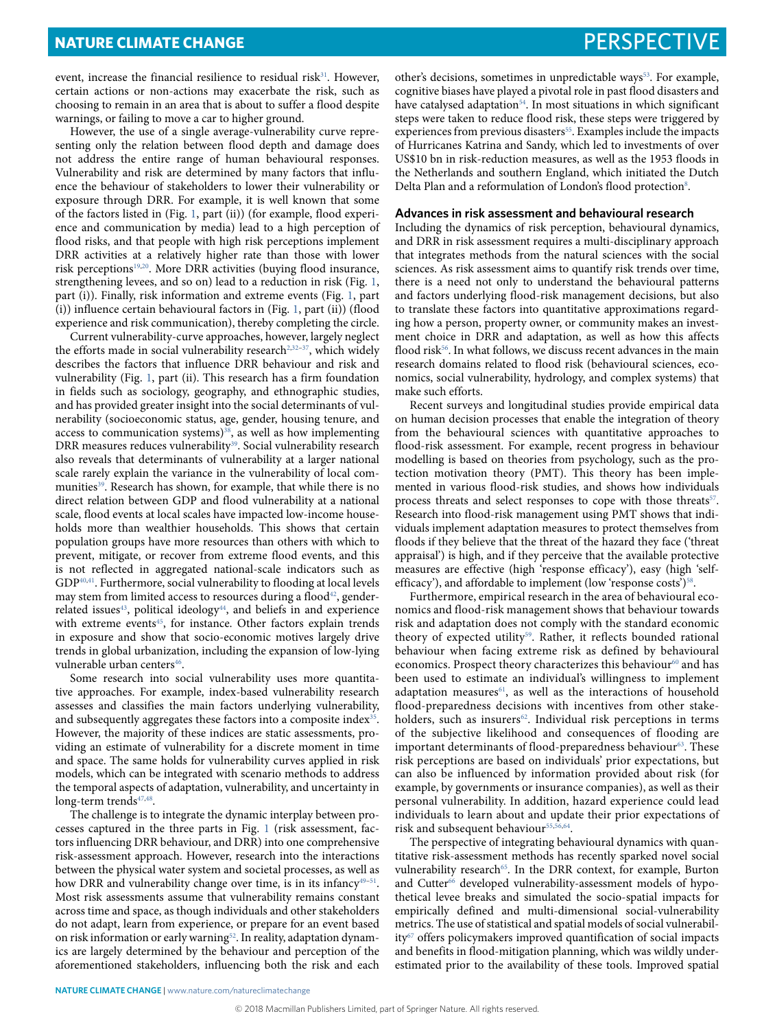event, increase the financial resilience to residual risk[31]. However, certain actions or non-actions may exacerbate the risk, such as choosing to remain in an area that is about to suffer a flood despite warnings, or failing to move a car to higher ground.

However, the use of a single average-vulnerability curve representing only the relation between flood depth and damage does not address the entire range of human behavioural responses. Vulnerability and risk are determined by many factors that influence the behaviour of stakeholders to lower their vulnerability or exposure through DRR. For example, it is well known that some of the factors listed in (Fig. 1, part (ii)) (for example, flood experience and communication by media) lead to a high perception of flood risks, and that people with high risk perceptions implement DRR activities at a relatively higher rate than those with lower risk perceptions[19,20]. More DRR activities (buying flood insurance, strengthening levees, and so on) lead to a reduction in risk (Fig. 1, part (i)). Finally, risk information and extreme events (Fig. 1, part (i)) influence certain behavioural factors in (Fig. 1, part (ii)) (flood experience and risk communication), thereby completing the circle.

Current vulnerability-curve approaches, however, largely neglect the efforts made in social vulnerability research[2,32–37], which widely describes the factors that influence DRR behaviour and risk and vulnerability (Fig. 1, part (ii). This research has a firm foundation in fields such as sociology, geography, and ethnographic studies, and has provided greater insight into the social determinants of vulnerability (socioeconomic status, age, gender, housing tenure, and access to communication systems)[38], as well as how implementing DRR measures reduces vulnerability[39]. Social vulnerability research also reveals that determinants of vulnerability at a larger national scale rarely explain the variance in the vulnerability of local communities[39]. Research has shown, for example, that while there is no direct relation between GDP and flood vulnerability at a national scale, flood events at local scales have impacted low-income households more than wealthier households. This shows that certain population groups have more resources than others with which to prevent, mitigate, or recover from extreme flood events, and this is not reflected in aggregated national-scale indicators such as GDP[40,41]. Furthermore, social vulnerability to flooding at local levels may stem from limited access to resources during a flood[42], gender-related issues[43], political ideology[44], and beliefs in and experience with extreme events[45], for instance. Other factors explain trends in exposure and show that socio-economic motives largely drive trends in global urbanization, including the expansion of low-lying vulnerable urban centers[46].

Some research into social vulnerability uses more quantitative approaches. For example, index-based vulnerability research assesses and classifies the main factors underlying vulnerability, and subsequently aggregates these factors into a composite index[35]. However, the majority of these indices are static assessments, providing an estimate of vulnerability for a discrete moment in time and space. The same holds for vulnerability curves applied in risk models, which can be integrated with scenario methods to address the temporal aspects of adaptation, vulnerability, and uncertainty in long-term trends[47,48].

The challenge is to integrate the dynamic interplay between processes captured in the three parts in Fig. 1 (risk assessment, factors influencing DRR behaviour, and DRR) into one comprehensive risk-assessment approach. However, research into the interactions between the physical water system and societal processes, as well as how DRR and vulnerability change over time, is in its infancy[49–51]. Most risk assessments assume that vulnerability remains constant across time and space, as though individuals and other stakeholders do not adapt, learn from experience, or prepare for an event based on risk information or early warning[52]. In reality, adaptation dynamics are largely determined by the behaviour and perception of the aforementioned stakeholders, influencing both the risk and each other's decisions, sometimes in unpredictable ways[53]. For example, cognitive biases have played a pivotal role in past flood disasters and have catalysed adaptation[54]. In most situations in which significant steps were taken to reduce flood risk, these steps were triggered by experiences from previous disasters[55]. Examples include the impacts of Hurricanes Katrina and Sandy, which led to investments of over US$10 bn in risk-reduction measures, as well as the 1953 floods in the Netherlands and southern England, which initiated the Dutch Delta Plan and a reformulation of London's flood protection[8].

## Advances in risk assessment and behavioural research

Including the dynamics of risk perception, behavioural dynamics, and DRR in risk assessment requires a multi-disciplinary approach that integrates methods from the natural sciences with the social sciences. As risk assessment aims to quantify risk trends over time, there is a need not only to understand the behavioural patterns and factors underlying flood-risk management decisions, but also to translate these factors into quantitative approximations regarding how a person, property owner, or community makes an investment choice in DRR and adaptation, as well as how this affects flood risk[56]. In what follows, we discuss recent advances in the main research domains related to flood risk (behavioural sciences, economics, social vulnerability, hydrology, and complex systems) that make such efforts.

Recent surveys and longitudinal studies provide empirical data on human decision processes that enable the integration of theory from the behavioural sciences with quantitative approaches to flood-risk assessment. For example, recent progress in behaviour modelling is based on theories from psychology, such as the protection motivation theory (PMT). This theory has been implemented in various flood-risk studies, and shows how individuals process threats and select responses to cope with those threats[57]. Research into flood-risk management using PMT shows that individuals implement adaptation measures to protect themselves from floods if they believe that the threat of the hazard they face ('threat appraisal') is high, and if they perceive that the available protective measures are effective (high 'response efficacy'), easy (high 'self-efficacy'), and affordable to implement (low 'response costs')[58].

Furthermore, empirical research in the area of behavioural economics and flood-risk management shows that behaviour towards risk and adaptation does not comply with the standard economic theory of expected utility[59]. Rather, it reflects bounded rational behaviour when facing extreme risk as defined by behavioural economics. Prospect theory characterizes this behaviour[60] and has been used to estimate an individual's willingness to implement adaptation measures[61], as well as the interactions of household flood-preparedness decisions with incentives from other stakeholders, such as insurers[62]. Individual risk perceptions in terms of the subjective likelihood and consequences of flooding are important determinants of flood-preparedness behaviour[63]. These risk perceptions are based on individuals' prior expectations, but can also be influenced by information provided about risk (for example, by governments or insurance companies), as well as their personal vulnerability. In addition, hazard experience could lead individuals to learn about and update their prior expectations of risk and subsequent behaviour[55,56,64].

The perspective of integrating behavioural dynamics with quantitative risk-assessment methods has recently sparked novel social vulnerability research[65]. In the DRR context, for example, Burton and Cutter[66] developed vulnerability-assessment models of hypothetical levee breaks and simulated the socio-spatial impacts for empirically defined and multi-dimensional social-vulnerability metrics. The use of statistical and spatial models of social vulnerability[67] offers policymakers improved quantification of social impacts and benefits in flood-mitigation planning, which was wildly underestimated prior to the availability of these tools. Improved spatial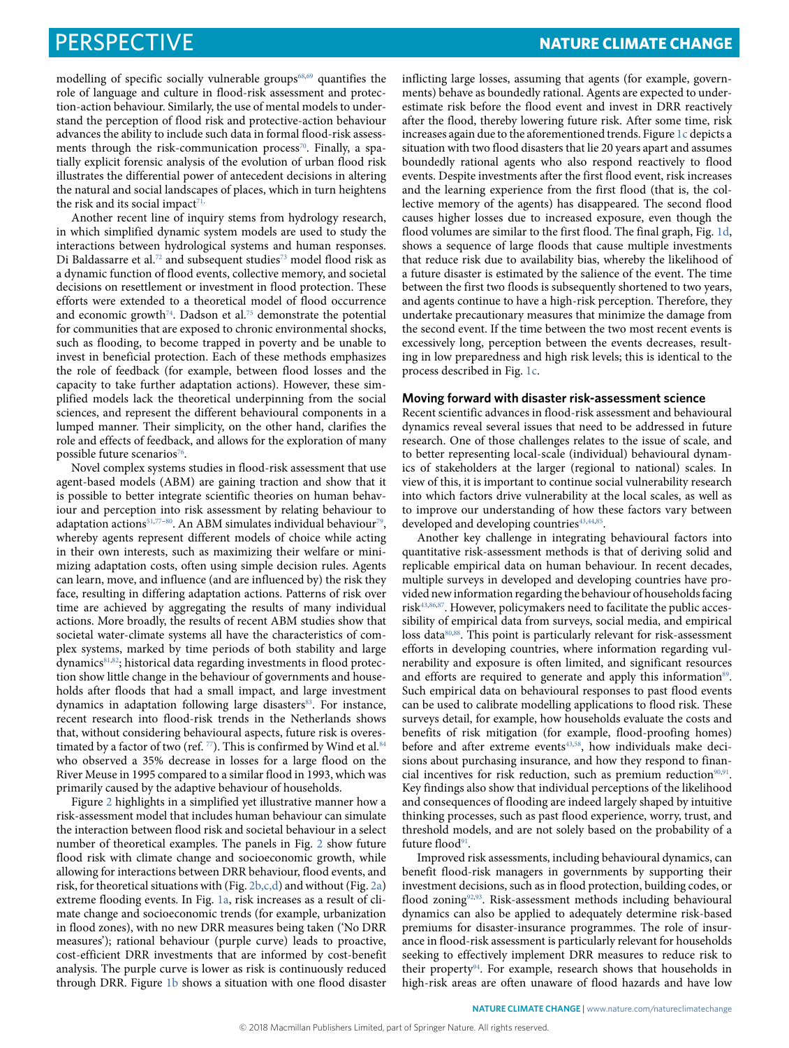modelling of specific socially vulnerable groups[68,69] quantifies the role of language and culture in flood-risk assessment and protection-action behaviour. Similarly, the use of mental models to understand the perception of flood risk and protective-action behaviour advances the ability to include such data in formal flood-risk assessments through the risk-communication process[70]. Finally, a spatially explicit forensic analysis of the evolution of urban flood risk illustrates the differential power of antecedent decisions in altering the natural and social landscapes of places, which in turn heightens the risk and its social impact[71].

Another recent line of inquiry stems from hydrology research, in which simplified dynamic system models are used to study the interactions between hydrological systems and human responses. Di Baldassarre et al.[72] and subsequent studies[73] model flood risk as a dynamic function of flood events, collective memory, and societal decisions on resettlement or investment in flood protection. These efforts were extended to a theoretical model of flood occurrence and economic growth[74]. Dadson et al.[75] demonstrate the potential for communities that are exposed to chronic environmental shocks, such as flooding, to become trapped in poverty and be unable to invest in beneficial protection. Each of these methods emphasizes the role of feedback (for example, between flood losses and the capacity to take further adaptation actions). However, these simplified models lack the theoretical underpinning from the social sciences, and represent the different behavioural components in a lumped manner. Their simplicity, on the other hand, clarifies the role and effects of feedback, and allows for the exploration of many possible future scenarios[76].

Novel complex systems studies in flood-risk assessment that use agent-based models (ABM) are gaining traction and show that it is possible to better integrate scientific theories on human behaviour and perception into risk assessment by relating behaviour to adaptation actions[51,77–80]. An ABM simulates individual behaviour[79], whereby agents represent different models of choice while acting in their own interests, such as maximizing their welfare or minimizing adaptation costs, often using simple decision rules. Agents can learn, move, and influence (and are influenced by) the risk they face, resulting in differing adaptation actions. Patterns of risk over time are achieved by aggregating the results of many individual actions. More broadly, the results of recent ABM studies show that societal water-climate systems all have the characteristics of complex systems, marked by time periods of both stability and large dynamics[81,82]; historical data regarding investments in flood protection show little change in the behaviour of governments and households after floods that had a small impact, and large investment dynamics in adaptation following large disasters[83]. For instance, recent research into flood-risk trends in the Netherlands shows that, without considering behavioural aspects, future risk is overestimated by a factor of two (ref. [77]). This is confirmed by Wind et al.[84] who observed a 35% decrease in losses for a large flood on the River Meuse in 1995 compared to a similar flood in 1993, which was primarily caused by the adaptive behaviour of households.

Figure 2 highlights in a simplified yet illustrative manner how a risk-assessment model that includes human behaviour can simulate the interaction between flood risk and societal behaviour in a select number of theoretical examples. The panels in Fig. 2 show future flood risk with climate change and socioeconomic growth, while allowing for interactions between DRR behaviour, flood events, and risk, for theoretical situations with (Fig. 2b,c,d) and without (Fig. 2a) extreme flooding events. In Fig. 1a, risk increases as a result of climate change and socioeconomic trends (for example, urbanization in flood zones), with no new DRR measures being taken ('No DRR measures'); rational behaviour (purple curve) leads to proactive, cost-efficient DRR investments that are informed by cost-benefit analysis. The purple curve is lower as risk is continuously reduced through DRR. Figure 1b shows a situation with one flood disaster inflicting large losses, assuming that agents (for example, governments) behave as boundedly rational. Agents are expected to underestimate risk before the flood event and invest in DRR reactively after the flood, thereby lowering future risk. After some time, risk increases again due to the aforementioned trends. Figure 1c depicts a situation with two flood disasters that lie 20 years apart and assumes boundedly rational agents who also respond reactively to flood events. Despite investments after the first flood event, risk increases and the learning experience from the first flood (that is, the collective memory of the agents) has disappeared. The second flood causes higher losses due to increased exposure, even though the flood volumes are similar to the first flood. The final graph, Fig. 1d, shows a sequence of large floods that cause multiple investments that reduce risk due to availability bias, whereby the likelihood of a future disaster is estimated by the salience of the event. The time between the first two floods is subsequently shortened to two years, and agents continue to have a high-risk perception. Therefore, they undertake precautionary measures that minimize the damage from the second event. If the time between the two most recent events is excessively long, perception between the events decreases, resulting in low preparedness and high risk levels; this is identical to the process described in Fig. 1c.

## Moving forward with disaster risk-assessment science

Recent scientific advances in flood-risk assessment and behavioural dynamics reveal several issues that need to be addressed in future research. One of those challenges relates to the issue of scale, and to better representing local-scale (individual) behavioural dynamics of stakeholders at the larger (regional to national) scales. In view of this, it is important to continue social vulnerability research into which factors drive vulnerability at the local scales, as well as to improve our understanding of how these factors vary between developed and developing countries[43,44,85].

Another key challenge in integrating behavioural factors into quantitative risk-assessment methods is that of deriving solid and replicable empirical data on human behaviour. In recent decades, multiple surveys in developed and developing countries have provided new information regarding the behaviour of households facing risk[43,86,87]. However, policymakers need to facilitate the public accessibility of empirical data from surveys, social media, and empirical loss data[80,88]. This point is particularly relevant for risk-assessment efforts in developing countries, where information regarding vulnerability and exposure is often limited, and significant resources and efforts are required to generate and apply this information[89]. Such empirical data on behavioural responses to past flood events can be used to calibrate modelling applications to flood risk. These surveys detail, for example, how households evaluate the costs and benefits of risk mitigation (for example, flood-proofing homes) before and after extreme events[43,58], how individuals make decisions about purchasing insurance, and how they respond to financial incentives for risk reduction, such as premium reduction[90,91]. Key findings also show that individual perceptions of the likelihood and consequences of flooding are indeed largely shaped by intuitive thinking processes, such as past flood experience, worry, trust, and threshold models, and are not solely based on the probability of a future flood[91].

Improved risk assessments, including behavioural dynamics, can benefit flood-risk managers in governments by supporting their investment decisions, such as in flood protection, building codes, or flood zoning[92,93]. Risk-assessment methods including behavioural dynamics can also be applied to adequately determine risk-based premiums for disaster-insurance programmes. The role of insurance in flood-risk assessment is particularly relevant for households seeking to effectively implement DRR measures to reduce risk to their property[94]. For example, research shows that households in high-risk areas are often unaware of flood hazards and have low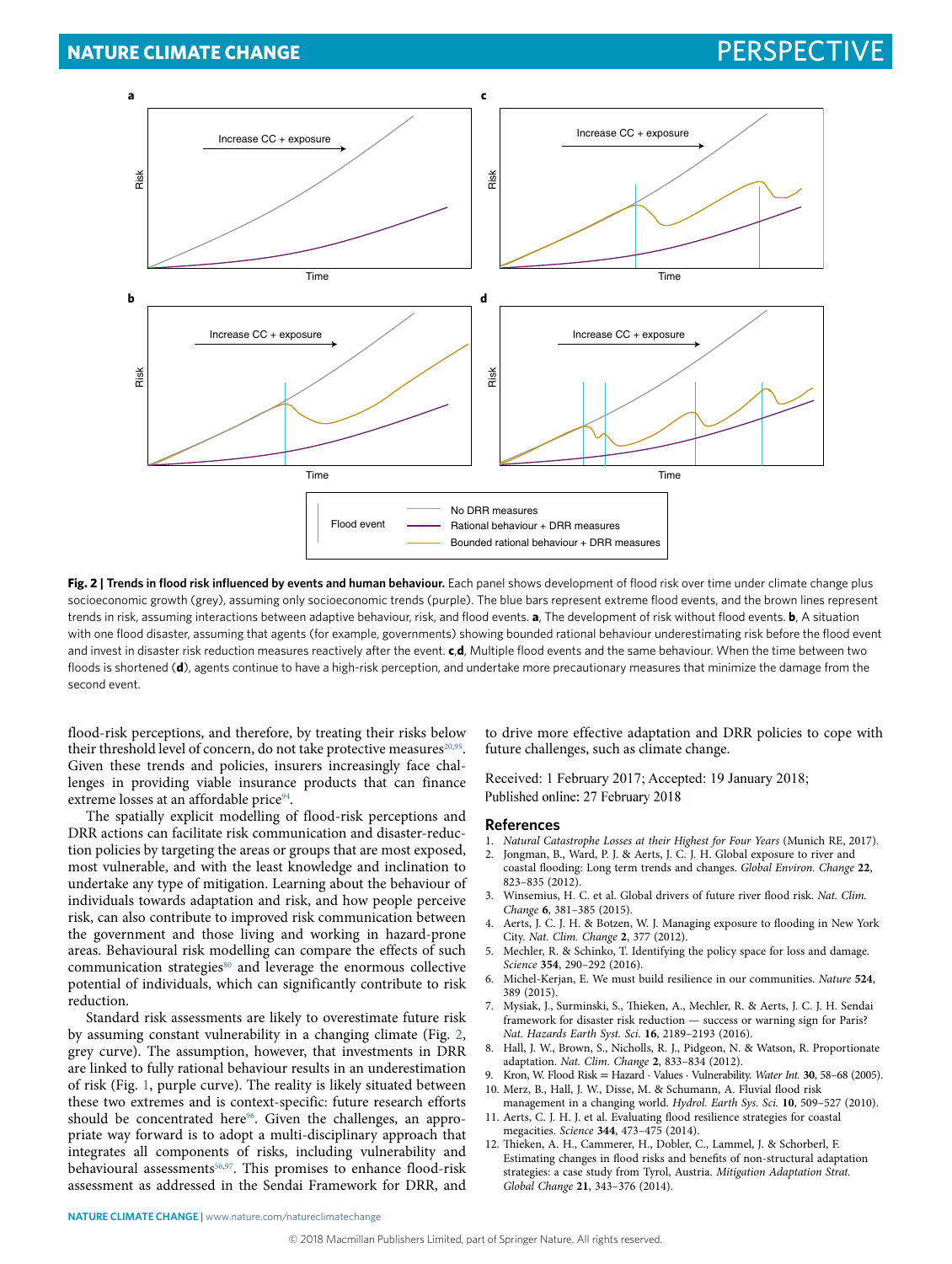a

Increase CC + exposure

Risk

Time

b

Increase CC + exposure

Risk

Time

c

Increase CC + exposure

Risk

Time

d

Increase CC + exposure

Risk

Time

Flood event

No DRR measures

Rational behaviour + DRR measures

Bounded rational behaviour + DRR measures

**Fig. 2 | Trends in flood risk influenced by events and human behaviour.** Each panel shows development of flood risk over time under climate change plus socioeconomic growth (grey), assuming only socioeconomic trends (purple). The blue bars represent extreme flood events, and the brown lines represent trends in risk, assuming interactions between adaptive behaviour, risk, and flood events. **a**, The development of risk without flood events. **b**, A situation with one flood disaster, assuming that agents (for example, governments) showing bounded rational behaviour underestimating risk before the flood event and invest in disaster risk reduction measures reactively after the event. **c**,**d**, Multiple flood events and the same behaviour. When the time between two floods is shortened (**d**), agents continue to have a high-risk perception, and undertake more precautionary measures that minimize the damage from the second event.

flood-risk perceptions, and therefore, by treating their risks below their threshold level of concern, do not take protective measures[20,95]. Given these trends and policies, insurers increasingly face challenges in providing viable insurance products that can finance extreme losses at an affordable price[94].

The spatially explicit modelling of flood-risk perceptions and DRR actions can facilitate risk communication and disaster-reduction policies by targeting the areas or groups that are most exposed, most vulnerable, and with the least knowledge and inclination to undertake any type of mitigation. Learning about the behaviour of individuals towards adaptation and risk, and how people perceive risk, can also contribute to improved risk communication between the government and those living and working in hazard-prone areas. Behavioural risk modelling can compare the effects of such communication strategies[80] and leverage the enormous collective potential of individuals, which can significantly contribute to risk reduction.

Standard risk assessments are likely to overestimate future risk by assuming constant vulnerability in a changing climate (Fig. 2, grey curve). The assumption, however, that investments in DRR are linked to fully rational behaviour results in an underestimation of risk (Fig. 1, purple curve). The reality is likely situated between these two extremes and is context-specific: future research efforts should be concentrated here[96]. Given the challenges, an appropriate way forward is to adopt a multi-disciplinary approach that integrates all components of risks, including vulnerability and behavioural assessments[56,97]. This promises to enhance flood-risk assessment as addressed in the Sendai Framework for DRR, and to drive more effective adaptation and DRR policies to cope with future challenges, such as climate change.

Received: 1 February 2017; Accepted: 19 January 2018;
Published online: 27 February 2018

## References

1. *Natural Catastrophe Losses at their Highest for Four Years* (Munich RE, 2017).
2. Jongman, B., Ward, P. J. & Aerts, J. C. J. H. Global exposure to river and coastal flooding: Long term trends and changes. *Global Environ. Change* **22**, 823–835 (2012).
3. Winsemius, H. C. et al. Global drivers of future river flood risk. *Nat. Clim. Change* **6**, 381–385 (2015).
4. Aerts, J. C. J. H. & Botzen, W. J. Managing exposure to flooding in New York City. *Nat. Clim. Change* **2**, 377 (2012).
5. Mechler, R. & Schinko, T. Identifying the policy space for loss and damage. *Science* **354**, 290–292 (2016).
6. Michel-Kerjan, E. We must build resilience in our communities. *Nature* **524**, 389 (2015).
7. Mysiak, J., Surminski, S., Thieken, A., Mechler, R. & Aerts, J. C. J. H. Sendai framework for disaster risk reduction — success or warning sign for Paris? *Nat. Hazards Earth Syst. Sci.* **16**, 2189–2193 (2016).
8. Hall, J. W., Brown, S., Nicholls, R. J., Pidgeon, N. & Watson, R. Proportionate adaptation. *Nat. Clim. Change* **2**, 833–834 (2012).
9. Kron, W. Flood Risk = Hazard · Values · Vulnerability. *Water Int.* **30**, 58–68 (2005).
10. Merz, B., Hall, J. W., Disse, M. & Schumann, A. Fluvial flood risk management in a changing world. *Hydrol. Earth Sys. Sci.* **10**, 509–527 (2010).
11. Aerts, C. J. H. J. et al. Evaluating flood resilience strategies for coastal megacities. *Science* **344**, 473–475 (2014).
12. Thieken, A. H., Cammerer, H., Dobler, C., Lammel, J. & Schorberl, F. Estimating changes in flood risks and benefits of non-structural adaptation strategies: a case study from Tyrol, Austria. *Mitigation Adaptation Strat. Global Change* **21**, 343–376 (2014).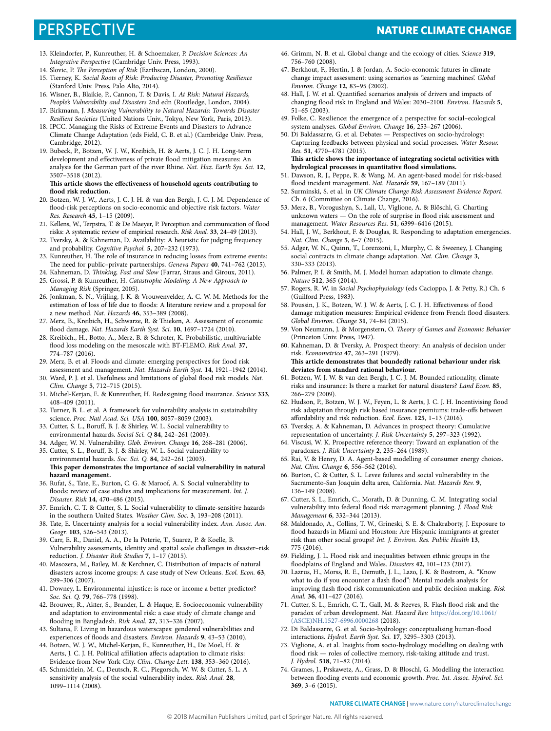13. Kleindorfer, P., Kunreuther, H. & Schoemaker, P. *Decision Sciences: An Integrative Perspective* (Cambridge Univ. Press, 1993).
14. Slovic, P. *The Perception of Risk* (Earthscan, London, 2000).
15. Tierney, K. *Social Roots of Risk: Producing Disaster, Promoting Resilience* (Stanford Univ. Press, Palo Alto, 2014).
16. Wisner, B., Blaikie, P., Cannon, T. & Davis, I. *At Risk: Natural Hazards, People's Vulnerability and Disasters* 2nd edn (Routledge, London, 2004).
17. Birkmann, J. *Measuring Vulnerability to Natural Hazards: Towards Disaster Resilient Societies* (United Nations Univ., Tokyo, New York, Paris, 2013).
18. IPCC. Managing the Risks of Extreme Events and Disasters to Advance Climate Change Adaptation (eds Field, C. B. et al.) (Cambridge Univ. Press, Cambridge, 2012).
19. Bubeck, P., Botzen, W. J. W., Kreibich, H. & Aerts, J. C. J. H. Long-term development and effectiveness of private flood mitigation measures: An analysis for the German part of the river Rhine. *Nat. Haz. Earth Sys. Sci.* **12**, 3507–3518 (2012).
**This article shows the effectiveness of household agents contributing to flood risk reduction.**
20. Botzen, W. J. W., Aerts, J. C. J. H. & van den Bergh, J. C. J. M. Dependence of flood-risk perceptions on socio-economic and objective risk factors. *Water Res. Research* **45**, 1–15 (2009).
21. Kellens, W., Terpstra, T. & De Maeyer, P. Perception and communication of flood risks: A systematic review of empirical research. *Risk Anal.* **33**, 24–49 (2013).
22. Tversky, A. & Kahneman, D. Availability: A heuristic for judging frequency and probability. *Cognitive Psychol.* **5**, 207–232 (1973).
23. Kunreuther, H. The role of insurance in reducing losses from extreme events: The need for public–private partnerships. *Geneva Papers* **40**, 741–762 (2015).
24. Kahneman, D. *Thinking, Fast and Slow* (Farrar, Straus and Giroux, 2011).
25. Grossi, P. & Kunreuther, H. *Catastrophe Modeling: A New Approach to Managing Risk* (Springer, 2005).
26. Jonkman, S. N., Vrijling, J. K. & Vrouwenvelder, A. C. W. M. Methods for the estimation of loss of life due to floods: A literature review and a proposal for a new method. *Nat. Hazards* **46**, 353–389 (2008).
27. Merz, B., Kreibich, H., Schwarze, R. & Thieken, A. Assessment of economic flood damage. *Nat. Hazards Earth Syst. Sci.* **10**, 1697–1724 (2010).
28. Kreibich., H., Botto, A., Merz, B. & Schroter, K. Probabilistic, multivariable flood loss modeling on the mesoscale with BT-FLEMO. *Risk Anal.* **37**, 774–787 (2016).
29. Merz, B. et al. Floods and climate: emerging perspectives for flood risk assessment and management. *Nat. Hazards Earth Syst.* **14**, 1921–1942 (2014).
30. Ward, P. J. et al. Usefulness and limitations of global flood risk models. *Nat. Clim. Change* **5**, 712–715 (2015).
31. Michel-Kerjan, E. & Kunreuther, H. Redesigning flood insurance. *Science* **333**, 408–409 (2011).
32. Turner, B. L. et al. A framework for vulnerability analysis in sustainability science. *Proc. Natl Acad. Sci. USA* **100**, 8057–8059 (2003).
33. Cutter, S. L., Boruff, B. J. & Shirley, W. L. Social vulnerability to environmental hazards. *Social Sci. Q* **84**, 242–261 (2003).
34. Adger, W. N. Vulnerability. *Glob. Environ. Change* **16**, 268–281 (2006).
35. Cutter, S. L., Boruff, B. J. & Shirley, W. L. Social vulnerability to environmental hazards. *Soc. Sci. Q.* **84**, 242–261 (2003).
**This paper demonstrates the importance of social vulnerability in natural hazard management.**
36. Rufat, S., Tate, E., Burton, C. G. & Maroof, A. S. Social vulnerability to floods: review of case studies and implications for measurement. *Int. J. Disaster. Risk* **14**, 470–486 (2015).
37. Emrich, C. T. & Cutter, S. L. Social vulnerability to climate-sensitive hazards in the southern United States. *Weather Clim. Soc.* **3**, 193–208 (2011).
38. Tate, E. Uncertainty analysis for a social vulnerability index. *Ann. Assoc. Am. Geogr.* **103**, 526–543 (2013).
39. Carr, E. R., Daniel, A. A., De la Poterie, T., Suarez, P. & Koelle, B. Vulnerability assessments, identity and spatial scale challenges in disaster–risk reduction. *J. Disaster Risk Studies* **7**, 1–17 (2015).
40. Masozera, M., Bailey, M. & Kerchner, C. Distribution of impacts of natural disasters across income groups: A case study of New Orleans. *Ecol. Econ.* **63**, 299–306 (2007).
41. Downey, L. Environmental injustice: is race or income a better predictor? *Soc. Sci. Q.* **79**, 766–778 (1998).
42. Brouwer, R., Akter, S., Brander, L. & Haque, E. Socioeconomic vulnerability and adaptation to environmental risk: a case study of climate change and flooding in Bangladesh. *Risk Anal.* **27**, 313–326 (2007).
43. Sultana, F. Living in hazardous waterscapes: gendered vulnerabilities and experiences of floods and disasters. *Environ. Hazards* **9**, 43–53 (2010).
44. Botzen, W. J. W., Michel-Kerjan, E., Kunreuther, H., De Moel, H. & Aerts, J. C. J. H. Political affiliation affects adaptation to climate risks: Evidence from New York City. *Clim. Change Lett.* **138**, 353–360 (2016).
45. Schmidtlein, M. C., Deutsch, R. C., Piegorsch, W. W. & Cutter, S. L. A sensitivity analysis of the social vulnerability index. *Risk Anal.* **28**, 1099–1114 (2008).
46. Grimm, N. B. et al. Global change and the ecology of cities. *Science* **319**, 756–760 (2008).
47. Berkhout, F., Hertin, J. & Jordan, A. Socio-economic futures in climate change impact assessment: using scenarios as 'learning machines'. *Global Environ. Change* **12**, 83–95 (2002).
48. Hall, J. W. et al. Quantified scenarios analysis of drivers and impacts of changing flood risk in England and Wales: 2030–2100. *Environ. Hazards* **5**, 51–65 (2003).
49. Folke, C. Resilience: the emergence of a perspective for social–ecological systems analyses. *Global Environ. Change* **16**, 253–267 (2006).
50. Di Baldassarre, G. et al. Debates — Perspectives on socio-hydrology: Capturing feedbacks between physical and social processes. *Water Resour. Res.* **51**, 4770–4781 (2015).
**This article shows the importance of integrating societal activities with hydrological processes in quantitative flood simulations.**
51. Dawson, R. J., Peppe, R. & Wang, M. An agent-based model for risk-based flood incident management. *Nat. Hazards* **59**, 167–189 (2011).
52. Surminski, S. et al. in *UK Climate Change Risk Assessment Evidence Report*. Ch. 6 (Committee on Climate Change, 2016).
53. Merz, B., Vorogushyn, S., Lall, U., Viglione, A. & Blöschl, G. Charting unknown waters — On the role of surprise in flood risk assessment and management. *Water Resources Res.* **51**, 6399–6416 (2015).
54. Hall, J. W., Berkhout, F. & Douglas, R. Responding to adaptation emergencies. *Nat. Clim. Change* **5**, 6–7 (2015).
55. Adger, W. N., Quinn, T., Lorenzoni, I., Murphy, C. & Sweeney, J. Changing social contracts in climate change adaptation. *Nat. Clim. Change* **3**, 330–333 (2013).
56. Palmer, P. I. & Smith, M. J. Model human adaptation to climate change. *Nature* **512**, 365 (2014).
57. Rogers, R. W. in *Social Psychophysiology* (eds Cacioppo, J. & Petty, R.) Ch. 6 (Guilford Press, 1983).
58. Poussin, J. K., Botzen, W. J. W. & Aerts, J. C. J. H. Effectiveness of flood damage mitigation measures: Empirical evidence from French flood disasters. *Global Environ. Change* **31**, 74–84 (2015).
59. Von Neumann, J. & Morgenstern, O. *Theory of Games and Economic Behavior* (Princeton Univ. Press, 1947).
60. Kahneman, D. & Tversky, A. Prospect theory: An analysis of decision under risk. *Econometrica* **47**, 263–291 (1979).
**This article demonstrates that boundedly rational behaviour under risk deviates from standard rational behaviour.**
61. Botzen, W. J. W. & van den Bergh, J. C. J. M. Bounded rationality, climate risks and insurance: Is there a market for natural disasters? *Land Econ.* **85**, 266–279 (2009).
62. Hudson, P., Botzen, W. J. W., Feyen, L. & Aerts, J. C. J. H. Incentivising flood risk adaptation through risk based insurance premiums: trade-offs between affordability and risk reduction. *Ecol. Econ.* **125**, 1–13 (2016).
63. Tversky, A. & Kahneman, D. Advances in prospect theory: Cumulative representation of uncertainty. *J. Risk Uncertainty* **5**, 297–323 (1992).
64. Viscusi, W. K. Prospective reference theory: Toward an explanation of the paradoxes. *J. Risk Uncertainty* **2**, 235–264 (1989).
65. Rai, V. & Henry, D. A. Agent-based modelling of consumer energy choices. *Nat. Clim. Change* **6**, 556–562 (2016).
66. Burton, C. & Cutter, S. L. Levee failures and social vulnerability in the Sacramento-San Joaquin delta area, California. *Nat. Hazards Rev.* **9**, 136–149 (2008).
67. Cutter, S. L., Emrich, C., Morath, D. & Dunning, C. M. Integrating social vulnerability into federal flood risk management planning. *J. Flood Risk Management* **6**, 332–344 (2013).
68. Maldonado, A., Collins, T. W., Grineski, S. E. & Chakraborty, J. Exposure to flood hazards in Miami and Houston: Are Hispanic immigrants at greater risk than other social groups? *Int. J. Environ. Res. Public Health* **13**, 775 (2016).
69. Fielding, J. L. Flood risk and inequalities between ethnic groups in the floodplains of England and Wales. *Disasters* **42**, 101–123 (2017).
70. Lazrus, H., Morss, R. E., Demuth, J. L., Lazo, J. K. & Bostrom, A. "Know what to do if you encounter a flash flood": Mental models analysis for improving flash flood risk communication and public decision making. *Risk Anal.* **36**, 411–427 (2016).
71. Cutter, S. L., Emrich, C. T., Gall, M. & Reeves, R. Flash flood risk and the paradox of urban development. *Nat. Hazard Rev.* https://doi.org/10.1061/(ASCE)NH.1527-6996.0000268 (2018).
72. Di Baldassarre, G. et al. Socio-hydrology: conceptualising human-flood interactions. *Hydrol. Earth Syst. Sci.* **17**, 3295–3303 (2013).
73. Viglione, A. et al. Insights from socio-hydrology modelling on dealing with flood risk — roles of collective memory, risk-taking attitude and trust. *J. Hydrol.* **518**, 71–82 (2014).
74. Grames, J., Prskawetz, A., Grass, D. & Bloschl, G. Modelling the interaction between flooding events and economic growth. *Proc. Int. Assoc. Hydrol. Sci.* **369**, 3–6 (2015).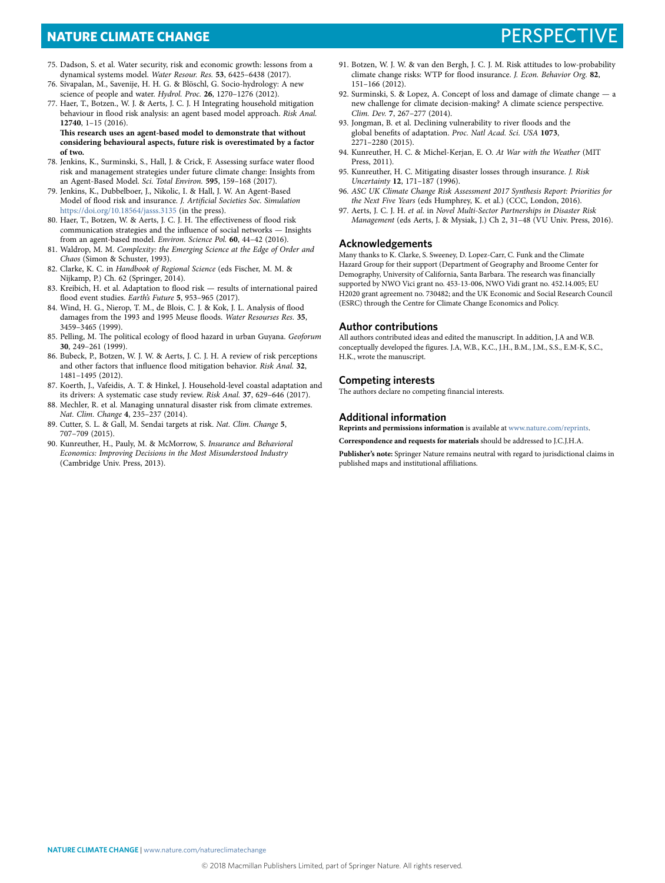75. Dadson, S. et al. Water security, risk and economic growth: lessons from a dynamical systems model. *Water Resour. Res.* **53**, 6425–6438 (2017).
76. Sivapalan, M., Savenije, H. H. G. & Blöschl, G. Socio-hydrology: A new science of people and water. *Hydrol. Proc.* **26**, 1270–1276 (2012).
77. Haer, T., Botzen., W. J. & Aerts, J. C. J. H Integrating household mitigation behaviour in flood risk analysis: an agent based model approach. *Risk Anal.* **12740**, 1–15 (2016).
    **This research uses an agent-based model to demonstrate that without considering behavioural aspects, future risk is overestimated by a factor of two.**
78. Jenkins, K., Surminski, S., Hall, J. & Crick, F. Assessing surface water flood risk and management strategies under future climate change: Insights from an Agent-Based Model. *Sci. Total Environ.* **595**, 159–168 (2017).
79. Jenkins, K., Dubbelboer, J., Nikolic, I. & Hall, J. W. An Agent-Based Model of flood risk and insurance. *J. Artificial Societies Soc. Simulation* https://doi.org/10.18564/jasss.3135 (in the press).
80. Haer, T., Botzen, W. & Aerts, J. C. J. H. The effectiveness of flood risk communication strategies and the influence of social networks — Insights from an agent-based model. *Environ. Science Pol.* **60**, 44–42 (2016).
81. Waldrop, M. M. *Complexity: the Emerging Science at the Edge of Order and Chaos* (Simon & Schuster, 1993).
82. Clarke, K. C. in *Handbook of Regional Science* (eds Fischer, M. M. & Nijkamp, P.) Ch. 62 (Springer, 2014).
83. Kreibich, H. et al. Adaptation to flood risk — results of international paired flood event studies. *Earth's Future* **5**, 953–965 (2017).
84. Wind, H. G., Nierop, T. M., de Blois, C. J. & Kok, J. L. Analysis of flood damages from the 1993 and 1995 Meuse floods. *Water Resourses Res.* **35**, 3459–3465 (1999).
85. Pelling, M. The political ecology of flood hazard in urban Guyana. *Geoforum* **30**, 249–261 (1999).
86. Bubeck, P., Botzen, W. J. W. & Aerts, J. C. J. H. A review of risk perceptions and other factors that influence flood mitigation behavior. *Risk Anal.* **32**, 1481–1495 (2012).
87. Koerth, J., Vafeidis, A. T. & Hinkel, J. Household-level coastal adaptation and its drivers: A systematic case study review. *Risk Anal.* **37**, 629–646 (2017).
88. Mechler, R. et al. Managing unnatural disaster risk from climate extremes. *Nat. Clim. Change* **4**, 235–237 (2014).
89. Cutter, S. L. & Gall, M. Sendai targets at risk. *Nat. Clim. Change* **5**, 707–709 (2015).
90. Kunreuther, H., Pauly, M. & McMorrow, S. *Insurance and Behavioral Economics: Improving Decisions in the Most Misunderstood Industry* (Cambridge Univ. Press, 2013).
91. Botzen, W. J. W. & van den Bergh, J. C. J. M. Risk attitudes to low-probability climate change risks: WTP for flood insurance. *J. Econ. Behavior Org.* **82**, 151–166 (2012).
92. Surminski, S. & Lopez, A. Concept of loss and damage of climate change — a new challenge for climate decision-making? A climate science perspective. *Clim. Dev.* **7**, 267–277 (2014).
93. Jongman, B. et al. Declining vulnerability to river floods and the global benefits of adaptation. *Proc. Natl Acad. Sci. USA* **1073**, 2271–2280 (2015).
94. Kunreuther, H. C. & Michel-Kerjan, E. O. *At War with the Weather* (MIT Press, 2011).
95. Kunreuther, H. C. Mitigating disaster losses through insurance. *J. Risk Uncertainty* **12**, 171–187 (1996).
96. *ASC UK Climate Change Risk Assessment 2017 Synthesis Report: Priorities for the Next Five Years* (eds Humphrey, K. et al.) (CCC, London, 2016).
97. Aerts, J. C. J. H. *et al.* in *Novel Multi-Sector Partnerships in Disaster Risk Management* (eds Aerts, J. & Mysiak, J.) Ch 2, 31–48 (VU Univ. Press, 2016).

## Acknowledgements

Many thanks to K. Clarke, S. Sweeney, D. Lopez-Carr, C. Funk and the Climate Hazard Group for their support (Department of Geography and Broome Center for Demography, University of California, Santa Barbara. The research was financially supported by NWO Vici grant no. 453-13-006, NWO Vidi grant no. 452.14.005; EU H2020 grant agreement no. 730482; and the UK Economic and Social Research Council (ESRC) through the Centre for Climate Change Economics and Policy.

## Author contributions

All authors contributed ideas and edited the manuscript. In addition, J.A and W.B. conceptually developed the figures. J.A, W.B., K.C., J.H., B.M., J.M., S.S., E.M-K, S.C., H.K., wrote the manuscript.

## Competing interests

The authors declare no competing financial interests.

## Additional information

**Reprints and permissions information** is available at www.nature.com/reprints.

**Correspondence and requests for materials** should be addressed to J.C.J.H.A.

**Publisher's note:** Springer Nature remains neutral with regard to jurisdictional claims in published maps and institutional affiliations.